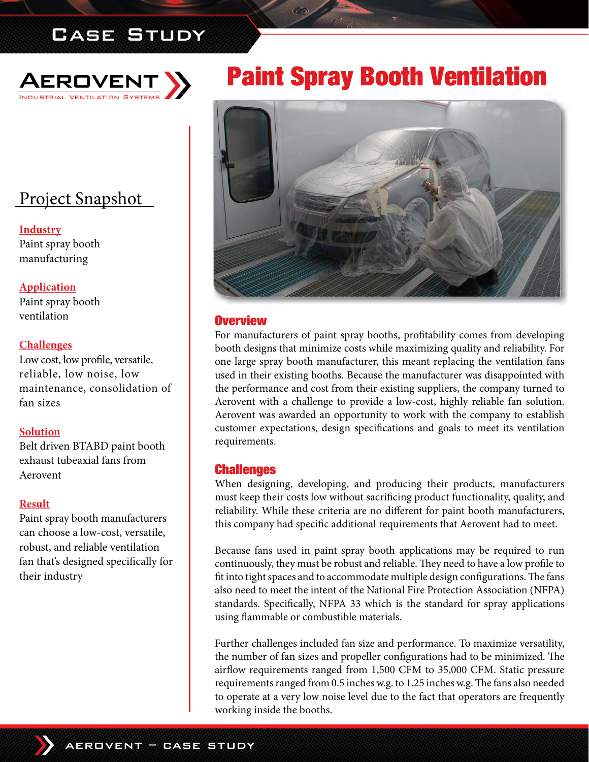# Case Study

**AEROVENT**
Industrial Ventilation Systems

# Paint Spray Booth Ventilation

## Project Snapshot

**Industry**
Paint spray booth manufacturing

**Application**
Paint spray booth ventilation

**Challenges**
Low cost, low profile, versatile, reliable, low noise, low maintenance, consolidation of fan sizes

**Solution**
Belt driven BTABD paint booth exhaust tubeaxial fans from Aerovent

**Result**
Paint spray booth manufacturers can choose a low-cost, versatile, robust, and reliable ventilation fan that's designed specifically for their industry

## Overview

For manufacturers of paint spray booths, profitability comes from developing booth designs that minimize costs while maximizing quality and reliability. For one large spray booth manufacturer, this meant replacing the ventilation fans used in their existing booths. Because the manufacturer was disappointed with the performance and cost from their existing suppliers, the company turned to Aerovent with a challenge to provide a low-cost, highly reliable fan solution. Aerovent was awarded an opportunity to work with the company to establish customer expectations, design specifications and goals to meet its ventilation requirements.

## Challenges

When designing, developing, and producing their products, manufacturers must keep their costs low without sacrificing product functionality, quality, and reliability. While these criteria are no different for paint booth manufacturers, this company had specific additional requirements that Aerovent had to meet.

Because fans used in paint spray booth applications may be required to run continuously, they must be robust and reliable. They need to have a low profile to fit into tight spaces and to accommodate multiple design configurations. The fans also need to meet the intent of the National Fire Protection Association (NFPA) standards. Specifically, NFPA 33 which is the standard for spray applications using flammable or combustible materials.

Further challenges included fan size and performance. To maximize versatility, the number of fan sizes and propeller configurations had to be minimized. The airflow requirements ranged from 1,500 CFM to 35,000 CFM. Static pressure requirements ranged from 0.5 inches w.g. to 1.25 inches w.g. The fans also needed to operate at a very low noise level due to the fact that operators are frequently working inside the booths.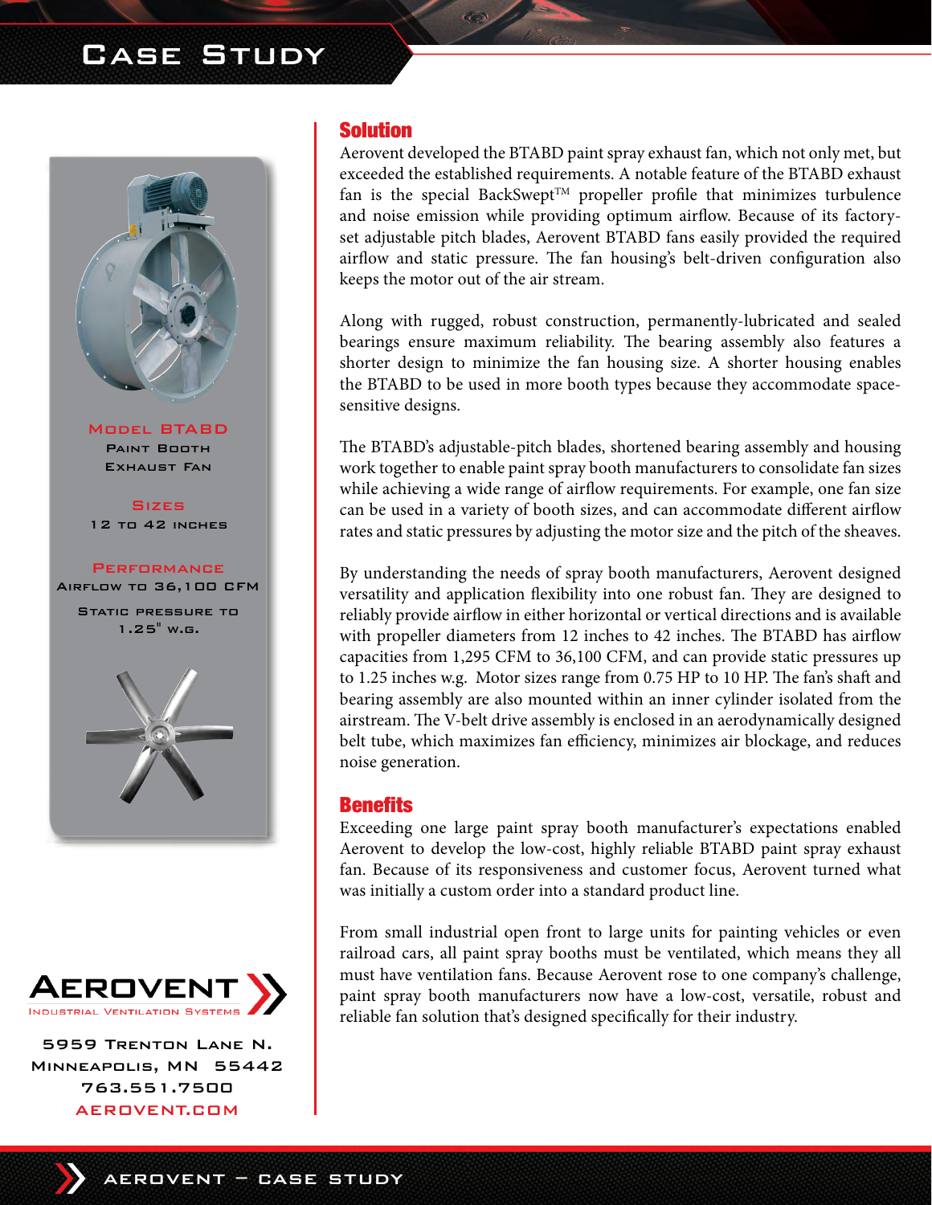# Case Study

**Model BTABD**
Paint Booth
Exhaust Fan

**Sizes**
12 to 42 inches

**Performance**
Airflow to 36,100 CFM

Static pressure to
1.25" w.g.

## Solution

Aerovent developed the BTABD paint spray exhaust fan, which not only met, but exceeded the established requirements. A notable feature of the BTABD exhaust fan is the special BackSwept™ propeller profile that minimizes turbulence and noise emission while providing optimum airflow. Because of its factory-set adjustable pitch blades, Aerovent BTABD fans easily provided the required airflow and static pressure. The fan housing's belt-driven configuration also keeps the motor out of the air stream.

Along with rugged, robust construction, permanently-lubricated and sealed bearings ensure maximum reliability. The bearing assembly also features a shorter design to minimize the fan housing size. A shorter housing enables the BTABD to be used in more booth types because they accommodate space-sensitive designs.

The BTABD's adjustable-pitch blades, shortened bearing assembly and housing work together to enable paint spray booth manufacturers to consolidate fan sizes while achieving a wide range of airflow requirements. For example, one fan size can be used in a variety of booth sizes, and can accommodate different airflow rates and static pressures by adjusting the motor size and the pitch of the sheaves.

By understanding the needs of spray booth manufacturers, Aerovent designed versatility and application flexibility into one robust fan. They are designed to reliably provide airflow in either horizontal or vertical directions and is available with propeller diameters from 12 inches to 42 inches. The BTABD has airflow capacities from 1,295 CFM to 36,100 CFM, and can provide static pressures up to 1.25 inches w.g. Motor sizes range from 0.75 HP to 10 HP. The fan's shaft and bearing assembly are also mounted within an inner cylinder isolated from the airstream. The V-belt drive assembly is enclosed in an aerodynamically designed belt tube, which maximizes fan efficiency, minimizes air blockage, and reduces noise generation.

## Benefits

Exceeding one large paint spray booth manufacturer's expectations enabled Aerovent to develop the low-cost, highly reliable BTABD paint spray exhaust fan. Because of its responsiveness and customer focus, Aerovent turned what was initially a custom order into a standard product line.

From small industrial open front to large units for painting vehicles or even railroad cars, all paint spray booths must be ventilated, which means they all must have ventilation fans. Because Aerovent rose to one company's challenge, paint spray booth manufacturers now have a low-cost, versatile, robust and reliable fan solution that's designed specifically for their industry.

**Aerovent**
Industrial Ventilation Systems

5959 Trenton Lane N.
Minneapolis, MN 55442
763.551.7500
aerovent.com